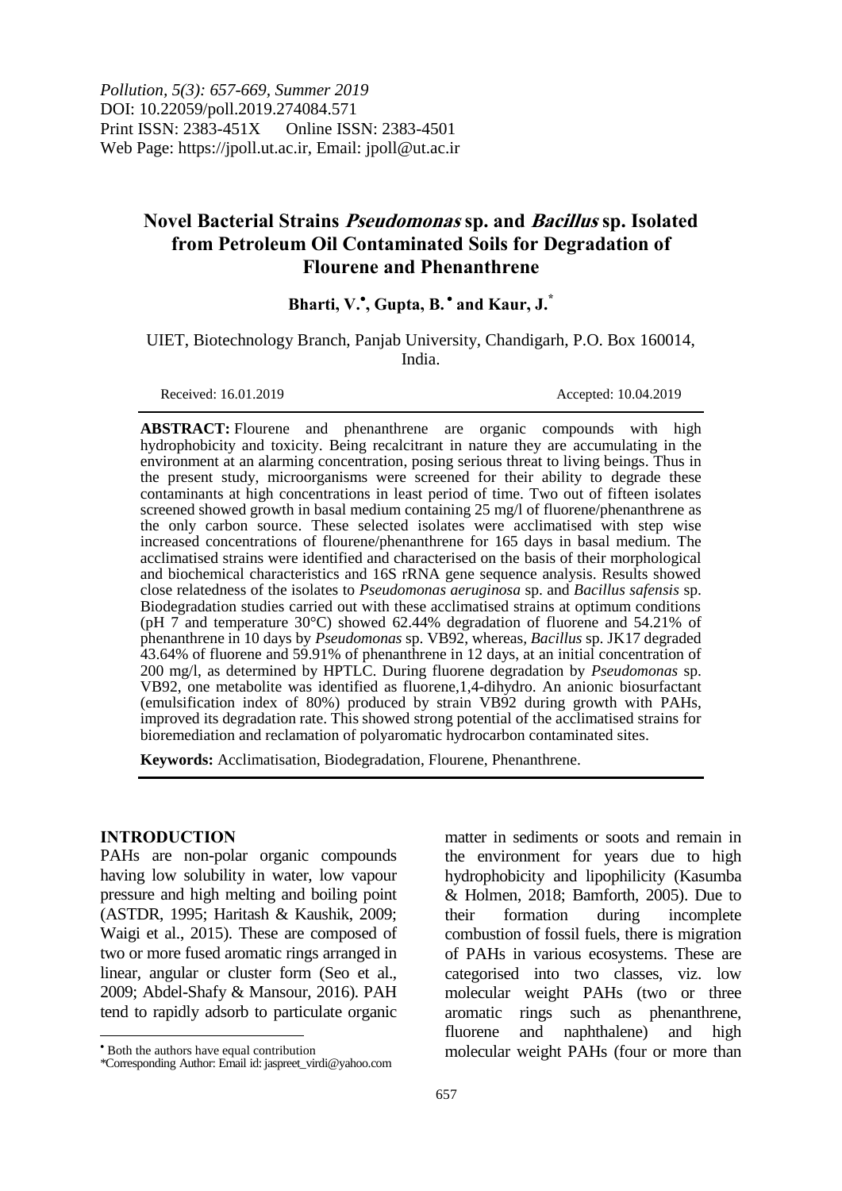*Pollution, 5(3): 657-669, Summer 2019*
DOI: 10.22059/poll.2019.274084.571
Print ISSN: 2383-451X Online ISSN: 2383-4501
Web Page: https://jpoll.ut.ac.ir, Email: jpoll@ut.ac.ir

# Novel Bacterial Strains *Pseudomonas* sp. and *Bacillus* sp. Isolated from Petroleum Oil Contaminated Soils for Degradation of Flourene and Phenanthrene

**Bharti, V.•, Gupta, B.• and Kaur, J.***

UIET, Biotechnology Branch, Panjab University, Chandigarh, P.O. Box 160014, India.

Received: 16.01.2019 Accepted: 10.04.2019

**ABSTRACT:** Flourene and phenanthrene are organic compounds with high hydrophobicity and toxicity. Being recalcitrant in nature they are accumulating in the environment at an alarming concentration, posing serious threat to living beings. Thus in the present study, microorganisms were screened for their ability to degrade these contaminants at high concentrations in least period of time. Two out of fifteen isolates screened showed growth in basal medium containing 25 mg/l of fluorene/phenanthrene as the only carbon source. These selected isolates were acclimatised with step wise increased concentrations of flourene/phenanthrene for 165 days in basal medium. The acclimatised strains were identified and characterised on the basis of their morphological and biochemical characteristics and 16S rRNA gene sequence analysis. Results showed close relatedness of the isolates to *Pseudomonas aeruginosa* sp. and *Bacillus safensis* sp. Biodegradation studies carried out with these acclimatised strains at optimum conditions (pH 7 and temperature 30°C) showed 62.44% degradation of fluorene and 54.21% of phenanthrene in 10 days by *Pseudomonas* sp. VB92, whereas, *Bacillus* sp. JK17 degraded 43.64% of fluorene and 59.91% of phenanthrene in 12 days, at an initial concentration of 200 mg/l, as determined by HPTLC. During fluorene degradation by *Pseudomonas* sp. VB92, one metabolite was identified as fluorene,1,4-dihydro. An anionic biosurfactant (emulsification index of 80%) produced by strain VB92 during growth with PAHs, improved its degradation rate. This showed strong potential of the acclimatised strains for bioremediation and reclamation of polyaromatic hydrocarbon contaminated sites.

**Keywords:** Acclimatisation, Biodegradation, Flourene, Phenanthrene.

## INTRODUCTION

PAHs are non-polar organic compounds having low solubility in water, low vapour pressure and high melting and boiling point (ASTDR, 1995; Haritash & Kaushik, 2009; Waigi et al., 2015). These are composed of two or more fused aromatic rings arranged in linear, angular or cluster form (Seo et al., 2009; Abdel-Shafy & Mansour, 2016). PAH tend to rapidly adsorb to particulate organic matter in sediments or soots and remain in the environment for years due to high hydrophobicity and lipophilicity (Kasumba & Holmen, 2018; Bamforth, 2005). Due to their formation during incomplete combustion of fossil fuels, there is migration of PAHs in various ecosystems. These are categorised into two classes, viz. low molecular weight PAHs (two or three aromatic rings such as phenanthrene, fluorene and naphthalene) and high molecular weight PAHs (four or more than

• Both the authors have equal contribution
*Corresponding Author: Email id: jaspreet_virdi@yahoo.com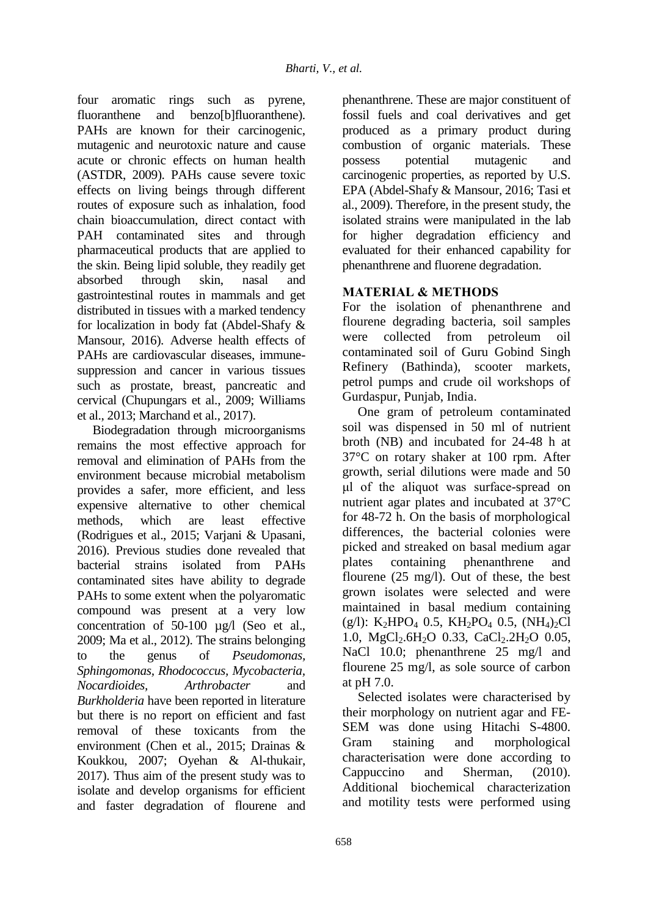four aromatic rings such as pyrene, fluoranthene and benzo[b]fluoranthene). PAHs are known for their carcinogenic, mutagenic and neurotoxic nature and cause acute or chronic effects on human health (ASTDR, 2009). PAHs cause severe toxic effects on living beings through different routes of exposure such as inhalation, food chain bioaccumulation, direct contact with PAH contaminated sites and through pharmaceutical products that are applied to the skin. Being lipid soluble, they readily get absorbed through skin, nasal and gastrointestinal routes in mammals and get distributed in tissues with a marked tendency for localization in body fat (Abdel-Shafy & Mansour, 2016). Adverse health effects of PAHs are cardiovascular diseases, immune-suppression and cancer in various tissues such as prostate, breast, pancreatic and cervical (Chupungars et al., 2009; Williams et al., 2013; Marchand et al., 2017).

Biodegradation through microorganisms remains the most effective approach for removal and elimination of PAHs from the environment because microbial metabolism provides a safer, more efficient, and less expensive alternative to other chemical methods, which are least effective (Rodrigues et al., 2015; Varjani & Upasani, 2016). Previous studies done revealed that bacterial strains isolated from PAHs contaminated sites have ability to degrade PAHs to some extent when the polyaromatic compound was present at a very low concentration of 50-100 µg/l (Seo et al., 2009; Ma et al., 2012). The strains belonging to the genus of *Pseudomonas, Sphingomonas, Rhodococcus, Mycobacteria, Nocardioides, Arthrobacter* and *Burkholderia* have been reported in literature but there is no report on efficient and fast removal of these toxicants from the environment (Chen et al., 2015; Drainas & Koukkou, 2007; Oyehan & Al-thukair, 2017). Thus aim of the present study was to isolate and develop organisms for efficient and faster degradation of flourene and phenanthrene. These are major constituent of fossil fuels and coal derivatives and get produced as a primary product during combustion of organic materials. These possess potential mutagenic and carcinogenic properties, as reported by U.S. EPA (Abdel-Shafy & Mansour, 2016; Tasi et al., 2009). Therefore, in the present study, the isolated strains were manipulated in the lab for higher degradation efficiency and evaluated for their enhanced capability for phenanthrene and fluorene degradation.

## MATERIAL & METHODS

For the isolation of phenanthrene and flourene degrading bacteria, soil samples were collected from petroleum oil contaminated soil of Guru Gobind Singh Refinery (Bathinda), scooter markets, petrol pumps and crude oil workshops of Gurdaspur, Punjab, India.

One gram of petroleum contaminated soil was dispensed in 50 ml of nutrient broth (NB) and incubated for 24-48 h at 37°C on rotary shaker at 100 rpm. After growth, serial dilutions were made and 50 µl of the aliquot was surface-spread on nutrient agar plates and incubated at 37°C for 48-72 h. On the basis of morphological differences, the bacterial colonies were picked and streaked on basal medium agar plates containing phenanthrene and flourene (25 mg/l). Out of these, the best grown isolates were selected and were maintained in basal medium containing (g/l): $K_2HPO_4$ 0.5, $KH_2PO_4$ 0.5, $(NH_4)_2Cl$ 1.0, $MgCl_2.6H_2O$ 0.33, $CaCl_2.2H_2O$ 0.05, NaCl 10.0; phenanthrene 25 mg/l and flourene 25 mg/l, as sole source of carbon at pH 7.0.

Selected isolates were characterised by their morphology on nutrient agar and FE-SEM was done using Hitachi S-4800. Gram staining and morphological characterisation were done according to Cappuccino and Sherman, (2010). Additional biochemical characterization and motility tests were performed using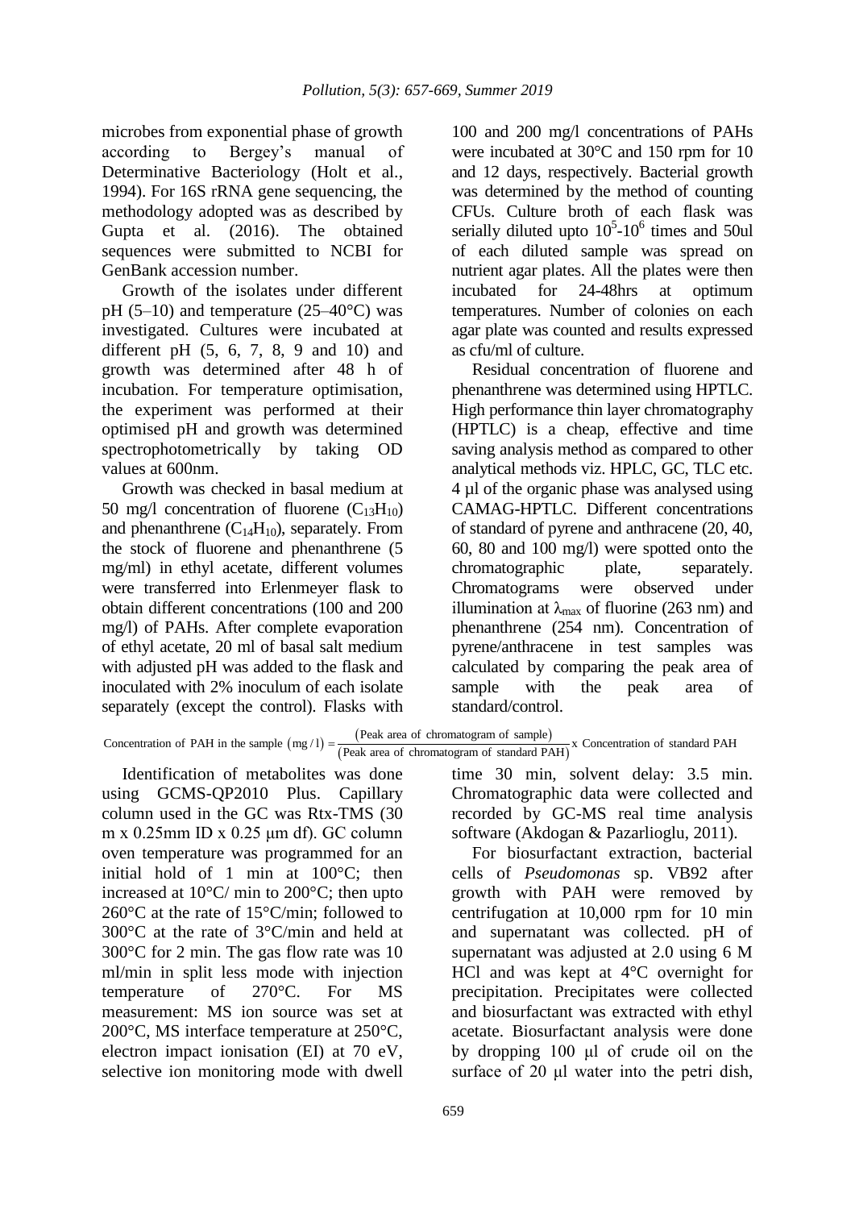microbes from exponential phase of growth according to Bergey's manual of Determinative Bacteriology (Holt et al., 1994). For 16S rRNA gene sequencing, the methodology adopted was as described by Gupta et al. (2016). The obtained sequences were submitted to NCBI for GenBank accession number.

Growth of the isolates under different pH (5–10) and temperature (25–40°C) was investigated. Cultures were incubated at different pH (5, 6, 7, 8, 9 and 10) and growth was determined after 48 h of incubation. For temperature optimisation, the experiment was performed at their optimised pH and growth was determined spectrophotometrically by taking OD values at 600nm.

Growth was checked in basal medium at 50 mg/l concentration of fluorene ($C_{13}H_{10}$) and phenanthrene ($C_{14}H_{10}$), separately. From the stock of fluorene and phenanthrene (5 mg/ml) in ethyl acetate, different volumes were transferred into Erlenmeyer flask to obtain different concentrations (100 and 200 mg/l) of PAHs. After complete evaporation of ethyl acetate, 20 ml of basal salt medium with adjusted pH was added to the flask and inoculated with 2% inoculum of each isolate separately (except the control). Flasks with 100 and 200 mg/l concentrations of PAHs were incubated at 30°C and 150 rpm for 10 and 12 days, respectively. Bacterial growth was determined by the method of counting CFUs. Culture broth of each flask was serially diluted upto $10^5$-$10^6$ times and 50ul of each diluted sample was spread on nutrient agar plates. All the plates were then incubated for 24-48hrs at optimum temperatures. Number of colonies on each agar plate was counted and results expressed as cfu/ml of culture.

Residual concentration of fluorene and phenanthrene was determined using HPTLC. High performance thin layer chromatography (HPTLC) is a cheap, effective and time saving analysis method as compared to other analytical methods viz. HPLC, GC, TLC etc. 4 µl of the organic phase was analysed using CAMAG-HPTLC. Different concentrations of standard of pyrene and anthracene (20, 40, 60, 80 and 100 mg/l) were spotted onto the chromatographic plate, separately. Chromatograms were observed under illumination at $\lambda_{max}$ of fluorine (263 nm) and phenanthrene (254 nm). Concentration of pyrene/anthracene in test samples was calculated by comparing the peak area of sample with the peak area of standard/control.

$$\text{Concentration of PAH in the sample}\ (\text{mg}/\text{l}) = \frac{(\text{Peak area of chromatogram of sample})}{(\text{Peak area of chromatogram of standard PAH})} \times \text{Concentration of standard PAH}$$

Identification of metabolites was done using GCMS-QP2010 Plus. Capillary column used in the GC was Rtx-TMS (30 m x 0.25mm ID x 0.25 µm df). GC column oven temperature was programmed for an initial hold of 1 min at 100°C; then increased at 10°C/ min to 200°C; then upto 260°C at the rate of 15°C/min; followed to 300°C at the rate of 3°C/min and held at 300°C for 2 min. The gas flow rate was 10 ml/min in split less mode with injection temperature of 270°C. For MS measurement: MS ion source was set at 200°C, MS interface temperature at 250°C, electron impact ionisation (EI) at 70 eV, selective ion monitoring mode with dwell time 30 min, solvent delay: 3.5 min. Chromatographic data were collected and recorded by GC-MS real time analysis software (Akdogan & Pazarlioglu, 2011).

For biosurfactant extraction, bacterial cells of *Pseudomonas* sp. VB92 after growth with PAH were removed by centrifugation at 10,000 rpm for 10 min and supernatant was collected. pH of supernatant was adjusted at 2.0 using 6 M HCl and was kept at 4°C overnight for precipitation. Precipitates were collected and biosurfactant was extracted with ethyl acetate. Biosurfactant analysis were done by dropping 100 µl of crude oil on the surface of 20 µl water into the petri dish,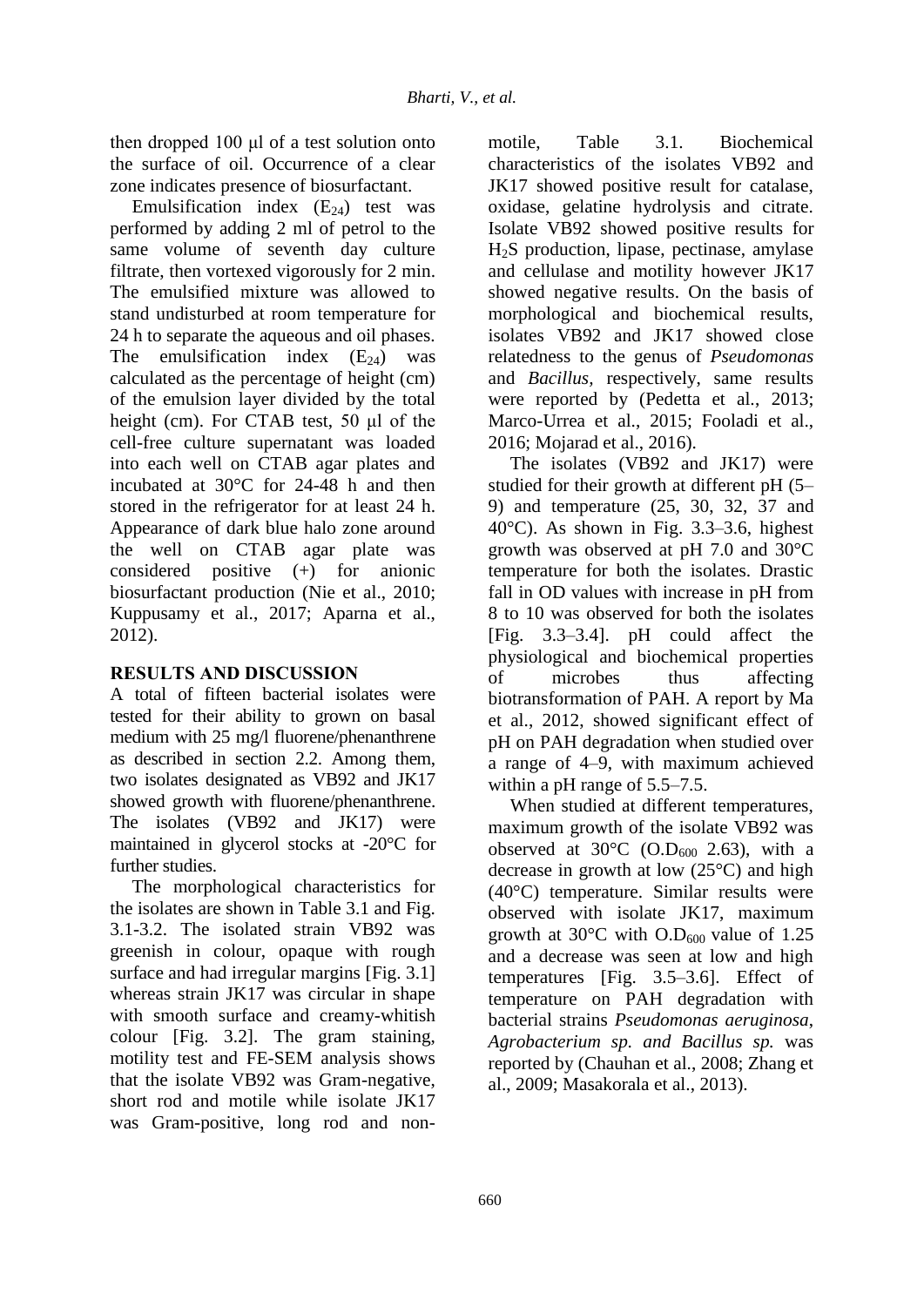then dropped 100 μl of a test solution onto the surface of oil. Occurrence of a clear zone indicates presence of biosurfactant.

Emulsification index ($E_{24}$) test was performed by adding 2 ml of petrol to the same volume of seventh day culture filtrate, then vortexed vigorously for 2 min. The emulsified mixture was allowed to stand undisturbed at room temperature for 24 h to separate the aqueous and oil phases. The emulsification index ($E_{24}$) was calculated as the percentage of height (cm) of the emulsion layer divided by the total height (cm). For CTAB test, 50 μl of the cell-free culture supernatant was loaded into each well on CTAB agar plates and incubated at 30°C for 24-48 h and then stored in the refrigerator for at least 24 h. Appearance of dark blue halo zone around the well on CTAB agar plate was considered positive (+) for anionic biosurfactant production (Nie et al., 2010; Kuppusamy et al., 2017; Aparna et al., 2012).

## RESULTS AND DISCUSSION

A total of fifteen bacterial isolates were tested for their ability to grown on basal medium with 25 mg/l fluorene/phenanthrene as described in section 2.2. Among them, two isolates designated as VB92 and JK17 showed growth with fluorene/phenanthrene. The isolates (VB92 and JK17) were maintained in glycerol stocks at -20°C for further studies.

The morphological characteristics for the isolates are shown in Table 3.1 and Fig. 3.1-3.2. The isolated strain VB92 was greenish in colour, opaque with rough surface and had irregular margins [Fig. 3.1] whereas strain JK17 was circular in shape with smooth surface and creamy-whitish colour [Fig. 3.2]. The gram staining, motility test and FE-SEM analysis shows that the isolate VB92 was Gram-negative, short rod and motile while isolate JK17 was Gram-positive, long rod and non-motile, Table 3.1. Biochemical characteristics of the isolates VB92 and JK17 showed positive result for catalase, oxidase, gelatine hydrolysis and citrate. Isolate VB92 showed positive results for $H_2S$ production, lipase, pectinase, amylase and cellulase and motility however JK17 showed negative results. On the basis of morphological and biochemical results, isolates VB92 and JK17 showed close relatedness to the genus of *Pseudomonas* and *Bacillus*, respectively, same results were reported by (Pedetta et al., 2013; Marco-Urrea et al., 2015; Fooladi et al., 2016; Mojarad et al., 2016).

The isolates (VB92 and JK17) were studied for their growth at different pH (5–9) and temperature (25, 30, 32, 37 and 40°C). As shown in Fig. 3.3–3.6, highest growth was observed at pH 7.0 and 30°C temperature for both the isolates. Drastic fall in OD values with increase in pH from 8 to 10 was observed for both the isolates [Fig. 3.3–3.4]. pH could affect the physiological and biochemical properties of microbes thus affecting biotransformation of PAH. A report by Ma et al., 2012, showed significant effect of pH on PAH degradation when studied over a range of 4–9, with maximum achieved within a pH range of 5.5–7.5.

When studied at different temperatures, maximum growth of the isolate VB92 was observed at 30°C ($O.D_{600}$ 2.63), with a decrease in growth at low (25°C) and high (40°C) temperature. Similar results were observed with isolate JK17, maximum growth at 30°C with $O.D_{600}$ value of 1.25 and a decrease was seen at low and high temperatures [Fig. 3.5–3.6]. Effect of temperature on PAH degradation with bacterial strains *Pseudomonas aeruginosa*, *Agrobacterium sp. and Bacillus sp.* was reported by (Chauhan et al., 2008; Zhang et al., 2009; Masakorala et al., 2013).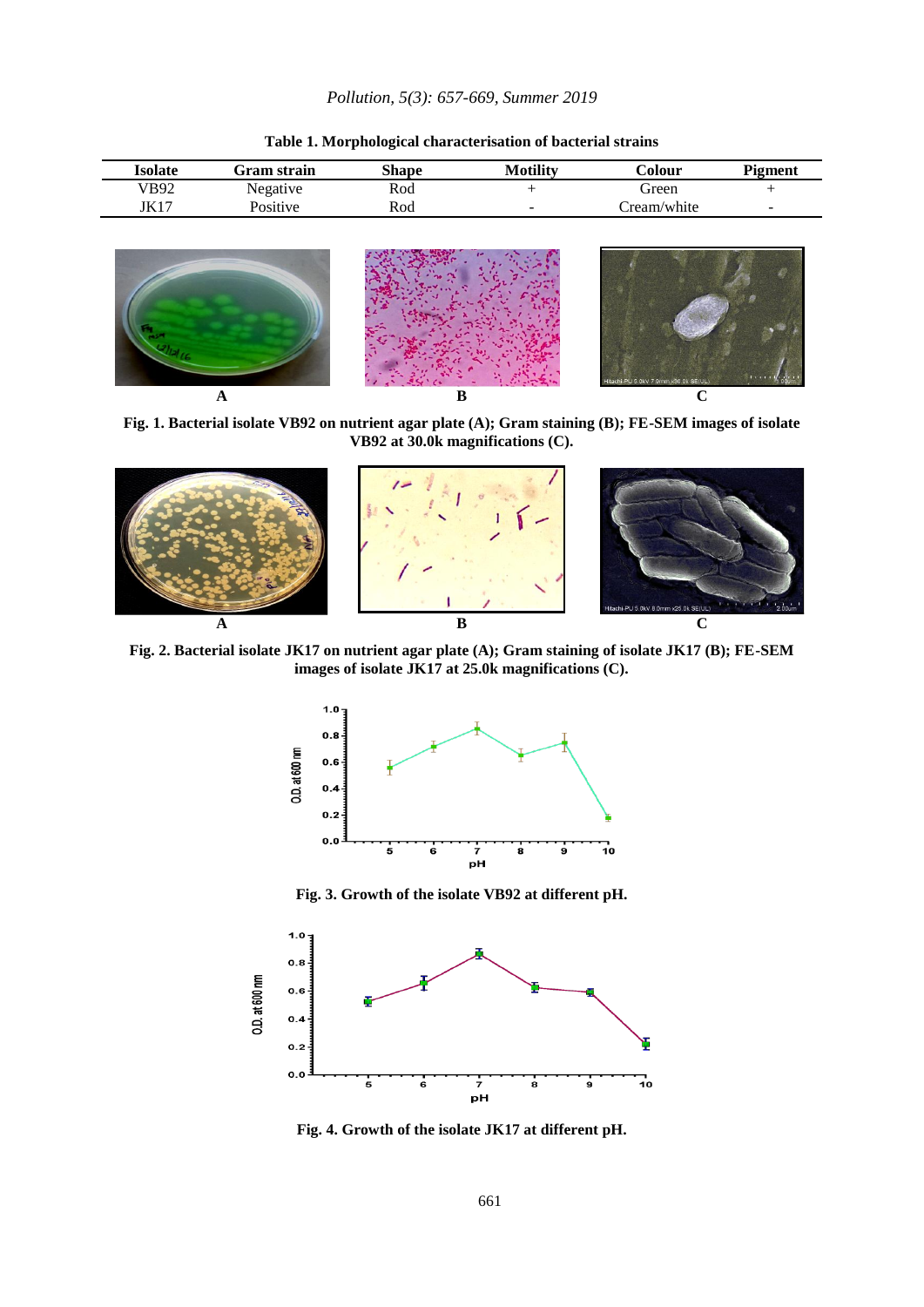**Table 1. Morphological characterisation of bacterial strains**

| Isolate | Gram strain | Shape | Motility | Colour | Pigment |
|---|---|---|---|---|---|
| VB92 | Negative | Rod | + | Green | + |
| JK17 | Positive | Rod | - | Cream/white | - |

**Fig. 1. Bacterial isolate VB92 on nutrient agar plate (A); Gram staining (B); FE-SEM images of isolate VB92 at 30.0k magnifications (C).**

**Fig. 2. Bacterial isolate JK17 on nutrient agar plate (A); Gram staining of isolate JK17 (B); FE-SEM images of isolate JK17 at 25.0k magnifications (C).**

**Fig. 3. Growth of the isolate VB92 at different pH.**

**Fig. 4. Growth of the isolate JK17 at different pH.**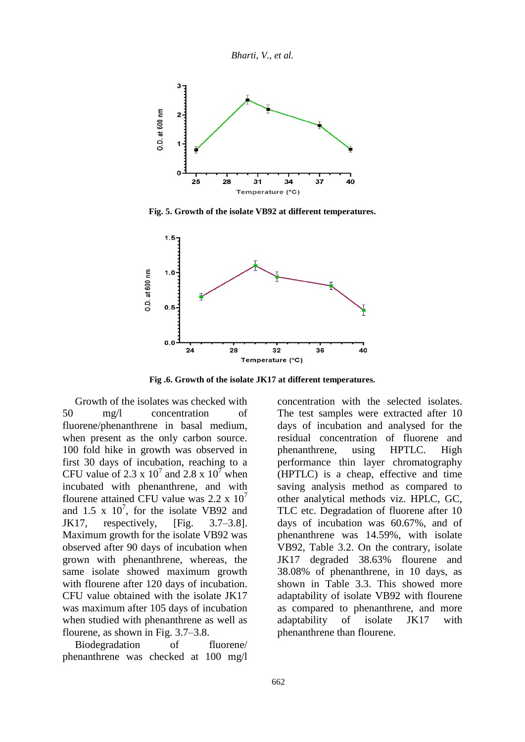Fig. 5. Growth of the isolate VB92 at different temperatures.

Fig .6. Growth of the isolate JK17 at different temperatures.

Growth of the isolates was checked with 50 mg/l concentration of fluorene/phenanthrene in basal medium, when present as the only carbon source. 100 fold hike in growth was observed in first 30 days of incubation, reaching to a CFU value of $2.3 \times 10^7$ and $2.8 \times 10^7$ when incubated with phenanthrene, and with flourene attained CFU value was $2.2 \times 10^7$ and $1.5 \times 10^7$, for the isolate VB92 and JK17, respectively, [Fig. 3.7–3.8]. Maximum growth for the isolate VB92 was observed after 90 days of incubation when grown with phenanthrene, whereas, the same isolate showed maximum growth with flourene after 120 days of incubation. CFU value obtained with the isolate JK17 was maximum after 105 days of incubation when studied with phenanthrene as well as flourene, as shown in Fig. 3.7–3.8.

Biodegradation of fluorene/ phenanthrene was checked at 100 mg/l concentration with the selected isolates. The test samples were extracted after 10 days of incubation and analysed for the residual concentration of fluorene and phenanthrene, using HPTLC. High performance thin layer chromatography (HPTLC) is a cheap, effective and time saving analysis method as compared to other analytical methods viz. HPLC, GC, TLC etc. Degradation of fluorene after 10 days of incubation was 60.67%, and of phenanthrene was 14.59%, with isolate VB92, Table 3.2. On the contrary, isolate JK17 degraded 38.63% flourene and 38.08% of phenanthrene, in 10 days, as shown in Table 3.3. This showed more adaptability of isolate VB92 with flourene as compared to phenanthrene, and more adaptability of isolate JK17 with phenanthrene than flourene.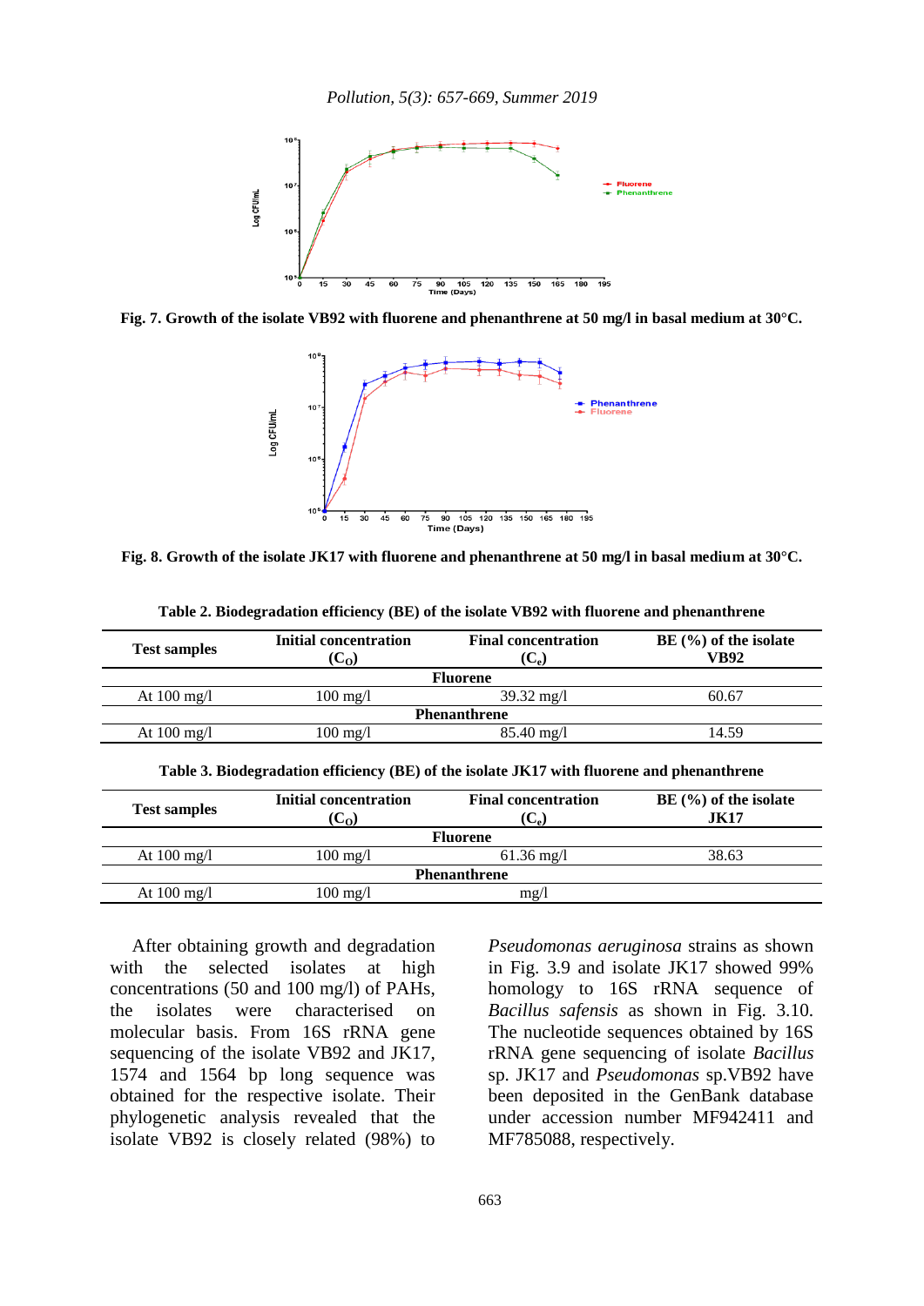Fig. 7. Growth of the isolate VB92 with fluorene and phenanthrene at 50 mg/l in basal medium at 30°C.

Fig. 8. Growth of the isolate JK17 with fluorene and phenanthrene at 50 mg/l in basal medium at 30°C.

**Table 2. Biodegradation efficiency (BE) of the isolate VB92 with fluorene and phenanthrene**

| Test samples | Initial concentration ($C_O$) | Final concentration ($C_e$) | BE (%) of the isolate VB92 |
|---|---|---|---|
| **Fluorene** | | | |
| At 100 mg/l | 100 mg/l | 39.32 mg/l | 60.67 |
| **Phenanthrene** | | | |
| At 100 mg/l | 100 mg/l | 85.40 mg/l | 14.59 |

**Table 3. Biodegradation efficiency (BE) of the isolate JK17 with fluorene and phenanthrene**

| Test samples | Initial concentration ($C_O$) | Final concentration ($C_e$) | BE (%) of the isolate JK17 |
|---|---|---|---|
| **Fluorene** | | | |
| At 100 mg/l | 100 mg/l | 61.36 mg/l | 38.63 |
| **Phenanthrene** | | | |
| At 100 mg/l | 100 mg/l | mg/l | |

After obtaining growth and degradation with the selected isolates at high concentrations (50 and 100 mg/l) of PAHs, the isolates were characterised on molecular basis. From 16S rRNA gene sequencing of the isolate VB92 and JK17, 1574 and 1564 bp long sequence was obtained for the respective isolate. Their phylogenetic analysis revealed that the isolate VB92 is closely related (98%) to *Pseudomonas aeruginosa* strains as shown in Fig. 3.9 and isolate JK17 showed 99% homology to 16S rRNA sequence of *Bacillus safensis* as shown in Fig. 3.10. The nucleotide sequences obtained by 16S rRNA gene sequencing of isolate *Bacillus* sp. JK17 and *Pseudomonas* sp.VB92 have been deposited in the GenBank database under accession number MF942411 and MF785088, respectively.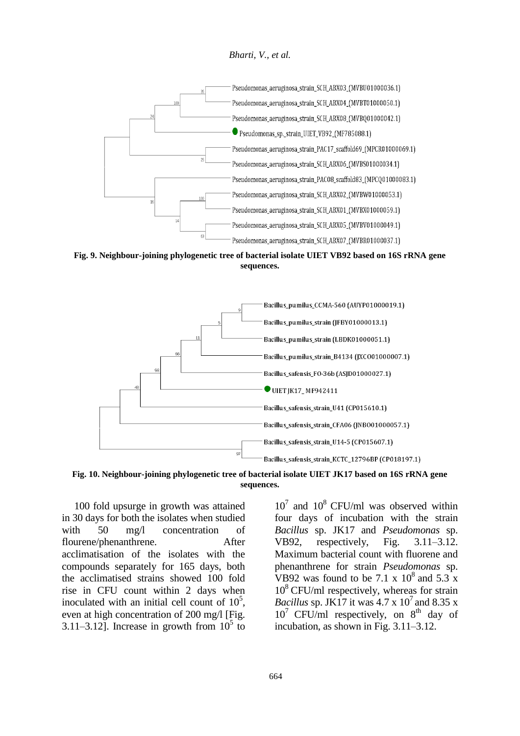**Fig. 9. Neighbour-joining phylogenetic tree of bacterial isolate UIET VB92 based on 16S rRNA gene sequences.**

**Fig. 10. Neighbour-joining phylogenetic tree of bacterial isolate UIET JK17 based on 16S rRNA gene sequences.**

100 fold upsurge in growth was attained in 30 days for both the isolates when studied with 50 mg/l concentration of flourene/phenanthrene. After acclimatisation of the isolates with the compounds separately for 165 days, both the acclimatised strains showed 100 fold rise in CFU count within 2 days when inoculated with an initial cell count of $10^5$, even at high concentration of 200 mg/l [Fig. 3.11–3.12]. Increase in growth from $10^5$ to $10^7$ and $10^8$ CFU/ml was observed within four days of incubation with the strain *Bacillus* sp. JK17 and *Pseudomonas* sp. VB92, respectively, Fig. 3.11–3.12. Maximum bacterial count with fluorene and phenanthrene for strain *Pseudomonas* sp. VB92 was found to be $7.1 \times 10^8$ and $5.3 \times 10^8$ CFU/ml respectively, whereas for strain *Bacillus* sp. JK17 it was $4.7 \times 10^7$ and $8.35 \times 10^7$ CFU/ml respectively, on $8^{th}$ day of incubation, as shown in Fig. 3.11–3.12.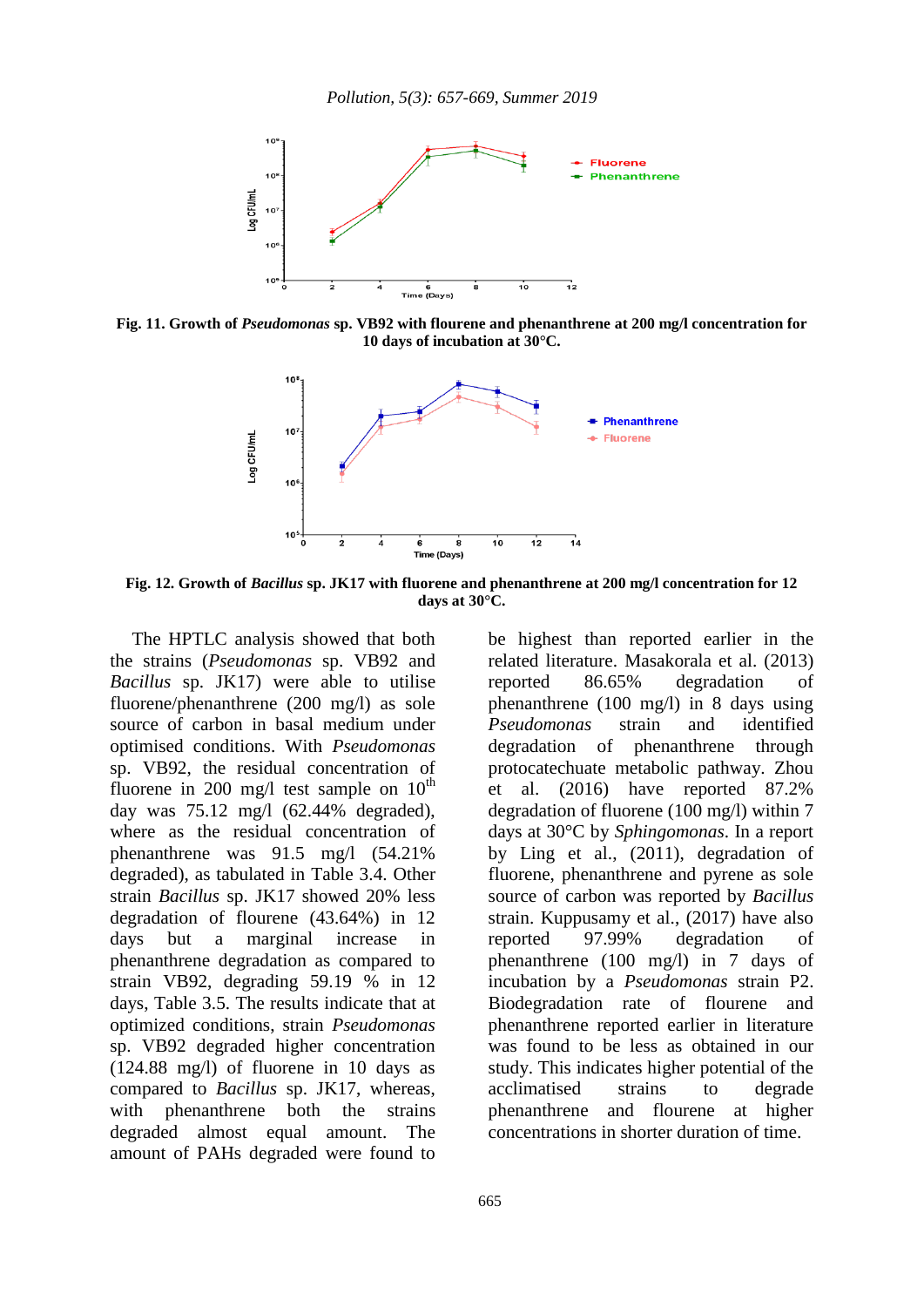**Fig. 11. Growth of *Pseudomonas* sp. VB92 with flourene and phenanthrene at 200 mg/l concentration for 10 days of incubation at 30°C.**

**Fig. 12. Growth of *Bacillus* sp. JK17 with fluorene and phenanthrene at 200 mg/l concentration for 12 days at 30°C.**

The HPTLC analysis showed that both the strains (*Pseudomonas* sp. VB92 and *Bacillus* sp. JK17) were able to utilise fluorene/phenanthrene (200 mg/l) as sole source of carbon in basal medium under optimised conditions. With *Pseudomonas* sp. VB92, the residual concentration of fluorene in 200 mg/l test sample on 10$^{th}$ day was 75.12 mg/l (62.44% degraded), where as the residual concentration of phenanthrene was 91.5 mg/l (54.21% degraded), as tabulated in Table 3.4. Other strain *Bacillus* sp. JK17 showed 20% less degradation of flourene (43.64%) in 12 days but a marginal increase in phenanthrene degradation as compared to strain VB92, degrading 59.19 % in 12 days, Table 3.5. The results indicate that at optimized conditions, strain *Pseudomonas* sp. VB92 degraded higher concentration (124.88 mg/l) of fluorene in 10 days as compared to *Bacillus* sp. JK17, whereas, with phenanthrene both the strains degraded almost equal amount. The amount of PAHs degraded were found to be highest than reported earlier in the related literature. Masakorala et al. (2013) reported 86.65% degradation of phenanthrene (100 mg/l) in 8 days using *Pseudomonas* strain and identified degradation of phenanthrene through protocatechuate metabolic pathway. Zhou et al. (2016) have reported 87.2% degradation of fluorene (100 mg/l) within 7 days at 30°C by *Sphingomonas*. In a report by Ling et al., (2011), degradation of fluorene, phenanthrene and pyrene as sole source of carbon was reported by *Bacillus* strain. Kuppusamy et al., (2017) have also reported 97.99% degradation of phenanthrene (100 mg/l) in 7 days of incubation by a *Pseudomonas* strain P2. Biodegradation rate of flourene and phenanthrene reported earlier in literature was found to be less as obtained in our study. This indicates higher potential of the acclimatised strains to degrade phenanthrene and flourene at higher concentrations in shorter duration of time.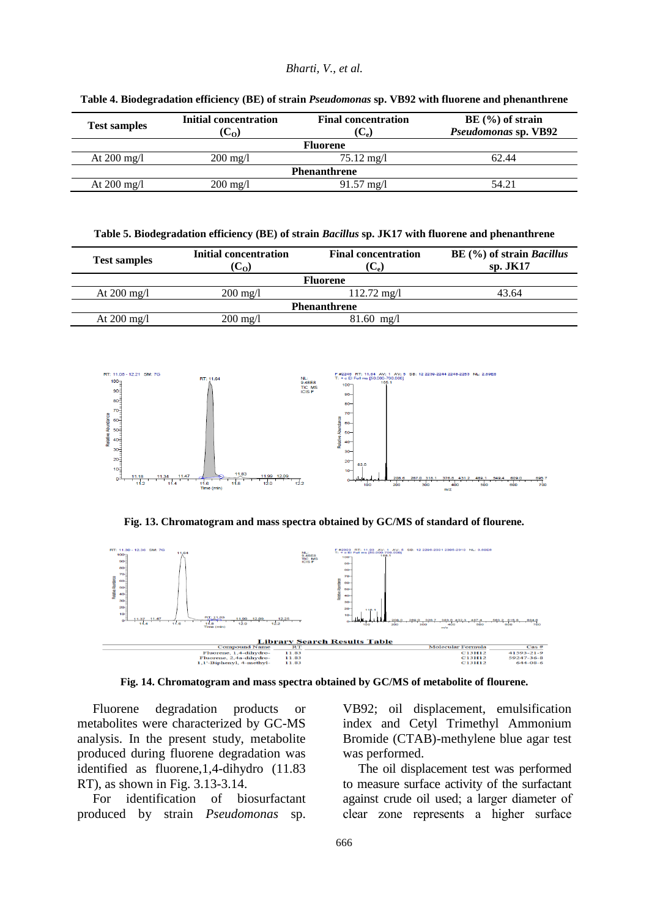**Table 4. Biodegradation efficiency (BE) of strain *Pseudomonas* sp. VB92 with fluorene and phenanthrene**

| Test samples | Initial concentration ($C_O$) | Final concentration ($C_e$) | BE (%) of strain *Pseudomonas* sp. VB92 |
|---|---|---|---|
| **Fluorene** | | | |
| At 200 mg/l | 200 mg/l | 75.12 mg/l | 62.44 |
| **Phenanthrene** | | | |
| At 200 mg/l | 200 mg/l | 91.57 mg/l | 54.21 |

**Table 5. Biodegradation efficiency (BE) of strain *Bacillus* sp. JK17 with fluorene and phenanthrene**

| Test samples | Initial concentration ($C_O$) | Final concentration ($C_e$) | BE (%) of strain *Bacillus* sp. JK17 |
|---|---|---|---|
| **Fluorene** | | | |
| At 200 mg/l | 200 mg/l | 112.72 mg/l | 43.64 |
| **Phenanthrene** | | | |
| At 200 mg/l | 200 mg/l | 81.60 mg/l | |

**Fig. 13. Chromatogram and mass spectra obtained by GC/MS of standard of flourene.**

**Library Search Results Table**

| Compound Name | RT | Molecular Formula | Cas # |
|---|---|---|---|
| Fluorene, 1,4-dihydro- | 11.83 | C13H12 | 41593-21-9 |
| Fluorene, 2,4a-dihydro- | 11.83 | C13H12 | 59247-36-8 |
| 1,1'-Biphenyl, 4-methyl- | 11.83 | C13H12 | 644-08-6 |

**Fig. 14. Chromatogram and mass spectra obtained by GC/MS of metabolite of flourene.**

Fluorene degradation products or metabolites were characterized by GC-MS analysis. In the present study, metabolite produced during fluorene degradation was identified as fluorene,1,4-dihydro (11.83 RT), as shown in Fig. 3.13-3.14.

For identification of biosurfactant produced by strain *Pseudomonas* sp. VB92; oil displacement, emulsification index and Cetyl Trimethyl Ammonium Bromide (CTAB)-methylene blue agar test was performed.

The oil displacement test was performed to measure surface activity of the surfactant against crude oil used; a larger diameter of clear zone represents a higher surface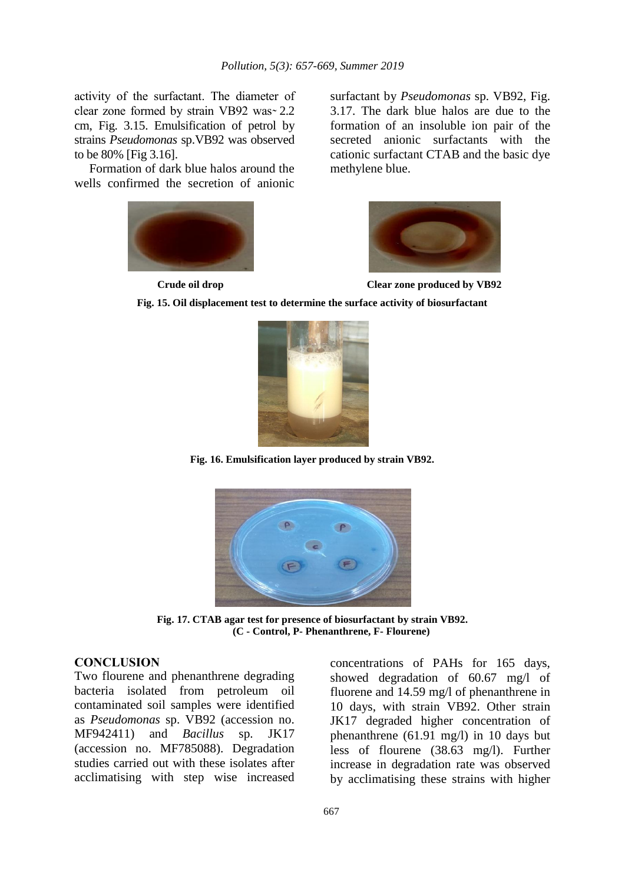activity of the surfactant. The diameter of clear zone formed by strain VB92 was~ 2.2 cm, Fig. 3.15. Emulsification of petrol by strains *Pseudomonas* sp.VB92 was observed to be 80% [Fig 3.16].

Formation of dark blue halos around the wells confirmed the secretion of anionic surfactant by *Pseudomonas* sp. VB92, Fig. 3.17. The dark blue halos are due to the formation of an insoluble ion pair of the secreted anionic surfactants with the cationic surfactant CTAB and the basic dye methylene blue.

**Crude oil drop** **Clear zone produced by VB92**

**Fig. 15. Oil displacement test to determine the surface activity of biosurfactant**

**Fig. 16. Emulsification layer produced by strain VB92.**

**Fig. 17. CTAB agar test for presence of biosurfactant by strain VB92. (C - Control, P- Phenanthrene, F- Flourene)**

## CONCLUSION

Two flourene and phenanthrene degrading bacteria isolated from petroleum oil contaminated soil samples were identified as *Pseudomonas* sp. VB92 (accession no. MF942411) and *Bacillus* sp. JK17 (accession no. MF785088). Degradation studies carried out with these isolates after acclimatising with step wise increased concentrations of PAHs for 165 days, showed degradation of 60.67 mg/l of fluorene and 14.59 mg/l of phenanthrene in 10 days, with strain VB92. Other strain JK17 degraded higher concentration of phenanthrene (61.91 mg/l) in 10 days but less of flourene (38.63 mg/l). Further increase in degradation rate was observed by acclimatising these strains with higher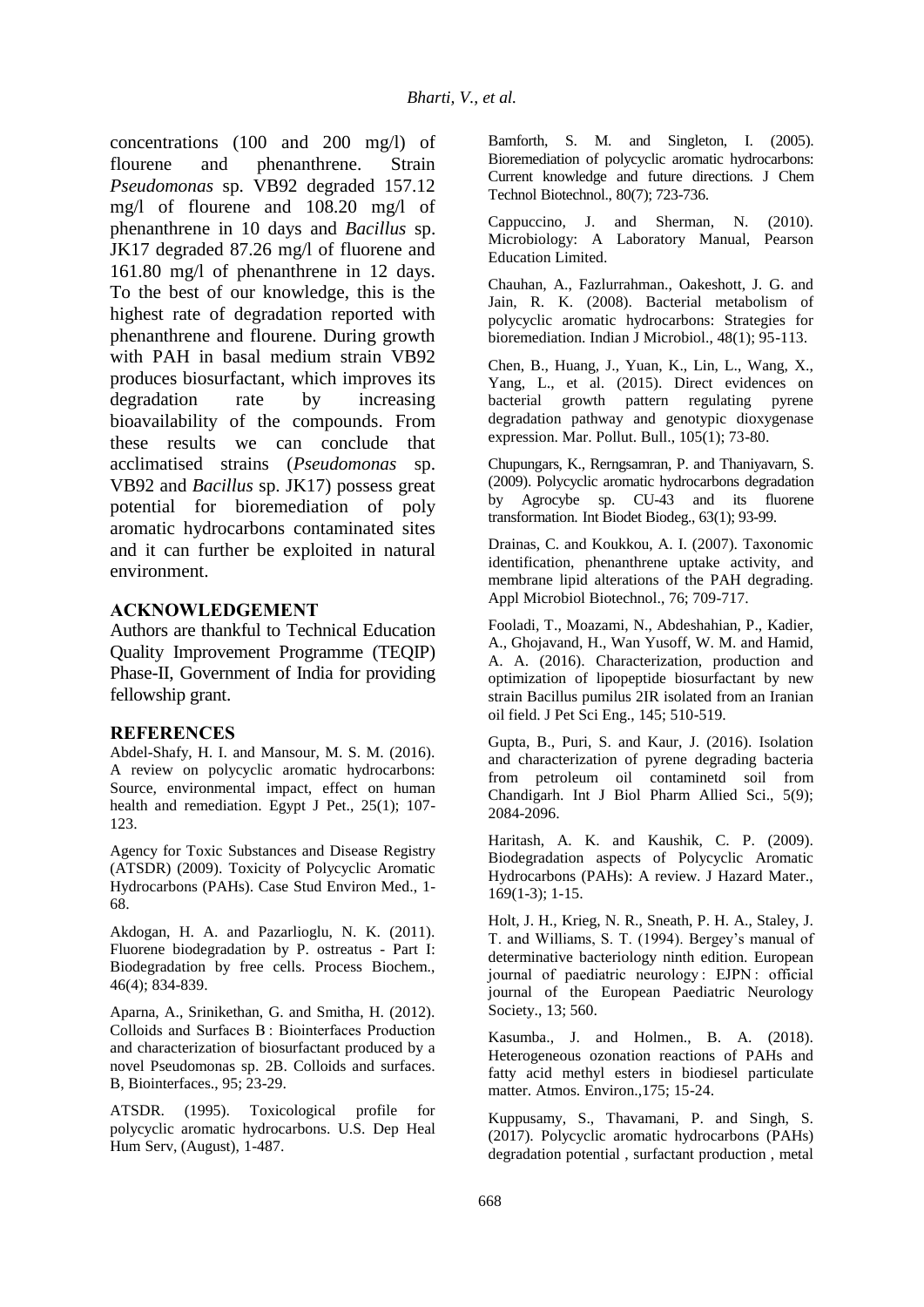concentrations (100 and 200 mg/l) of flourene and phenanthrene. Strain *Pseudomonas* sp. VB92 degraded 157.12 mg/l of flourene and 108.20 mg/l of phenanthrene in 10 days and *Bacillus* sp. JK17 degraded 87.26 mg/l of fluorene and 161.80 mg/l of phenanthrene in 12 days. To the best of our knowledge, this is the highest rate of degradation reported with phenanthrene and flourene. During growth with PAH in basal medium strain VB92 produces biosurfactant, which improves its degradation rate by increasing bioavailability of the compounds. From these results we can conclude that acclimatised strains (*Pseudomonas* sp. VB92 and *Bacillus* sp. JK17) possess great potential for bioremediation of poly aromatic hydrocarbons contaminated sites and it can further be exploited in natural environment.

## ACKNOWLEDGEMENT

Authors are thankful to Technical Education Quality Improvement Programme (TEQIP) Phase-II, Government of India for providing fellowship grant.

## REFERENCES

Abdel-Shafy, H. I. and Mansour, M. S. M. (2016). A review on polycyclic aromatic hydrocarbons: Source, environmental impact, effect on human health and remediation. Egypt J Pet., 25(1); 107-123.

Agency for Toxic Substances and Disease Registry (ATSDR) (2009). Toxicity of Polycyclic Aromatic Hydrocarbons (PAHs). Case Stud Environ Med., 1-68.

Akdogan, H. A. and Pazarlioglu, N. K. (2011). Fluorene biodegradation by P. ostreatus - Part I: Biodegradation by free cells. Process Biochem., 46(4); 834-839.

Aparna, A., Srinikethan, G. and Smitha, H. (2012). Colloids and Surfaces B : Biointerfaces Production and characterization of biosurfactant produced by a novel Pseudomonas sp. 2B. Colloids and surfaces. B, Biointerfaces., 95; 23-29.

ATSDR. (1995). Toxicological profile for polycyclic aromatic hydrocarbons. U.S. Dep Heal Hum Serv, (August), 1-487.

Bamforth, S. M. and Singleton, I. (2005). Bioremediation of polycyclic aromatic hydrocarbons: Current knowledge and future directions. J Chem Technol Biotechnol., 80(7); 723-736.

Cappuccino, J. and Sherman, N. (2010). Microbiology: A Laboratory Manual, Pearson Education Limited.

Chauhan, A., Fazlurrahman., Oakeshott, J. G. and Jain, R. K. (2008). Bacterial metabolism of polycyclic aromatic hydrocarbons: Strategies for bioremediation. Indian J Microbiol., 48(1); 95-113.

Chen, B., Huang, J., Yuan, K., Lin, L., Wang, X., Yang, L., et al. (2015). Direct evidences on bacterial growth pattern regulating pyrene degradation pathway and genotypic dioxygenase expression. Mar. Pollut. Bull., 105(1); 73-80.

Chupungars, K., Rerngsamran, P. and Thaniyavarn, S. (2009). Polycyclic aromatic hydrocarbons degradation by Agrocybe sp. CU-43 and its fluorene transformation. Int Biodet Biodeg., 63(1); 93-99.

Drainas, C. and Koukkou, A. I. (2007). Taxonomic identification, phenanthrene uptake activity, and membrane lipid alterations of the PAH degrading. Appl Microbiol Biotechnol., 76; 709-717.

Fooladi, T., Moazami, N., Abdeshahian, P., Kadier, A., Ghojavand, H., Wan Yusoff, W. M. and Hamid, A. A. (2016). Characterization, production and optimization of lipopeptide biosurfactant by new strain Bacillus pumilus 2IR isolated from an Iranian oil field. J Pet Sci Eng., 145; 510-519.

Gupta, B., Puri, S. and Kaur, J. (2016). Isolation and characterization of pyrene degrading bacteria from petroleum oil contaminetd soil from Chandigarh. Int J Biol Pharm Allied Sci., 5(9); 2084-2096.

Haritash, A. K. and Kaushik, C. P. (2009). Biodegradation aspects of Polycyclic Aromatic Hydrocarbons (PAHs): A review. J Hazard Mater., 169(1-3); 1-15.

Holt, J. H., Krieg, N. R., Sneath, P. H. A., Staley, J. T. and Williams, S. T. (1994). Bergey's manual of determinative bacteriology ninth edition. European journal of paediatric neurology : EJPN : official journal of the European Paediatric Neurology Society., 13; 560.

Kasumba., J. and Holmen., B. A. (2018). Heterogeneous ozonation reactions of PAHs and fatty acid methyl esters in biodiesel particulate matter. Atmos. Environ.,175; 15-24.

Kuppusamy, S., Thavamani, P. and Singh, S. (2017). Polycyclic aromatic hydrocarbons (PAHs) degradation potential , surfactant production , metal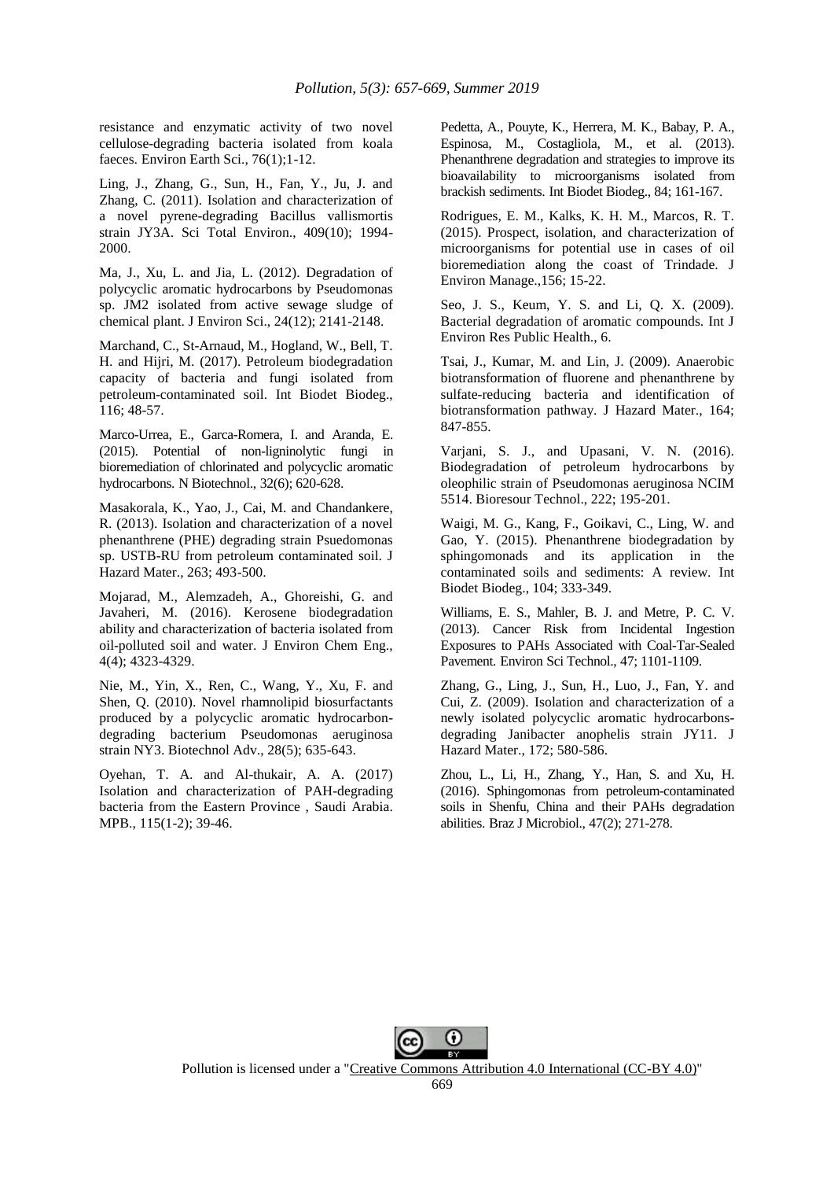resistance and enzymatic activity of two novel cellulose-degrading bacteria isolated from koala faeces. Environ Earth Sci., 76(1);1-12.

Ling, J., Zhang, G., Sun, H., Fan, Y., Ju, J. and Zhang, C. (2011). Isolation and characterization of a novel pyrene-degrading Bacillus vallismortis strain JY3A. Sci Total Environ., 409(10); 1994-2000.

Ma, J., Xu, L. and Jia, L. (2012). Degradation of polycyclic aromatic hydrocarbons by Pseudomonas sp. JM2 isolated from active sewage sludge of chemical plant. J Environ Sci., 24(12); 2141-2148.

Marchand, C., St-Arnaud, M., Hogland, W., Bell, T. H. and Hijri, M. (2017). Petroleum biodegradation capacity of bacteria and fungi isolated from petroleum-contaminated soil. Int Biodet Biodeg., 116; 48-57.

Marco-Urrea, E., Garca-Romera, I. and Aranda, E. (2015). Potential of non-ligninolytic fungi in bioremediation of chlorinated and polycyclic aromatic hydrocarbons. N Biotechnol., 32(6); 620-628.

Masakorala, K., Yao, J., Cai, M. and Chandankere, R. (2013). Isolation and characterization of a novel phenanthrene (PHE) degrading strain Psuedomonas sp. USTB-RU from petroleum contaminated soil. J Hazard Mater., 263; 493-500.

Mojarad, M., Alemzadeh, A., Ghoreishi, G. and Javaheri, M. (2016). Kerosene biodegradation ability and characterization of bacteria isolated from oil-polluted soil and water. J Environ Chem Eng., 4(4); 4323-4329.

Nie, M., Yin, X., Ren, C., Wang, Y., Xu, F. and Shen, Q. (2010). Novel rhamnolipid biosurfactants produced by a polycyclic aromatic hydrocarbon-degrading bacterium Pseudomonas aeruginosa strain NY3. Biotechnol Adv., 28(5); 635-643.

Oyehan, T. A. and Al-thukair, A. A. (2017) Isolation and characterization of PAH-degrading bacteria from the Eastern Province , Saudi Arabia. MPB., 115(1-2); 39-46.

Pedetta, A., Pouyte, K., Herrera, M. K., Babay, P. A., Espinosa, M., Costagliola, M., et al. (2013). Phenanthrene degradation and strategies to improve its bioavailability to microorganisms isolated from brackish sediments. Int Biodet Biodeg., 84; 161-167.

Rodrigues, E. M., Kalks, K. H. M., Marcos, R. T. (2015). Prospect, isolation, and characterization of microorganisms for potential use in cases of oil bioremediation along the coast of Trindade. J Environ Manage.,156; 15-22.

Seo, J. S., Keum, Y. S. and Li, Q. X. (2009). Bacterial degradation of aromatic compounds. Int J Environ Res Public Health., 6.

Tsai, J., Kumar, M. and Lin, J. (2009). Anaerobic biotransformation of fluorene and phenanthrene by sulfate-reducing bacteria and identification of biotransformation pathway. J Hazard Mater., 164; 847-855.

Varjani, S. J., and Upasani, V. N. (2016). Biodegradation of petroleum hydrocarbons by oleophilic strain of Pseudomonas aeruginosa NCIM 5514. Bioresour Technol., 222; 195-201.

Waigi, M. G., Kang, F., Goikavi, C., Ling, W. and Gao, Y. (2015). Phenanthrene biodegradation by sphingomonads and its application in the contaminated soils and sediments: A review. Int Biodet Biodeg., 104; 333-349.

Williams, E. S., Mahler, B. J. and Metre, P. C. V. (2013). Cancer Risk from Incidental Ingestion Exposures to PAHs Associated with Coal-Tar-Sealed Pavement. Environ Sci Technol., 47; 1101-1109.

Zhang, G., Ling, J., Sun, H., Luo, J., Fan, Y. and Cui, Z. (2009). Isolation and characterization of a newly isolated polycyclic aromatic hydrocarbons-degrading Janibacter anophelis strain JY11. J Hazard Mater., 172; 580-586.

Zhou, L., Li, H., Zhang, Y., Han, S. and Xu, H. (2016). Sphingomonas from petroleum-contaminated soils in Shenfu, China and their PAHs degradation abilities. Braz J Microbiol., 47(2); 271-278.

Pollution is licensed under a "Creative Commons Attribution 4.0 International (CC-BY 4.0)"